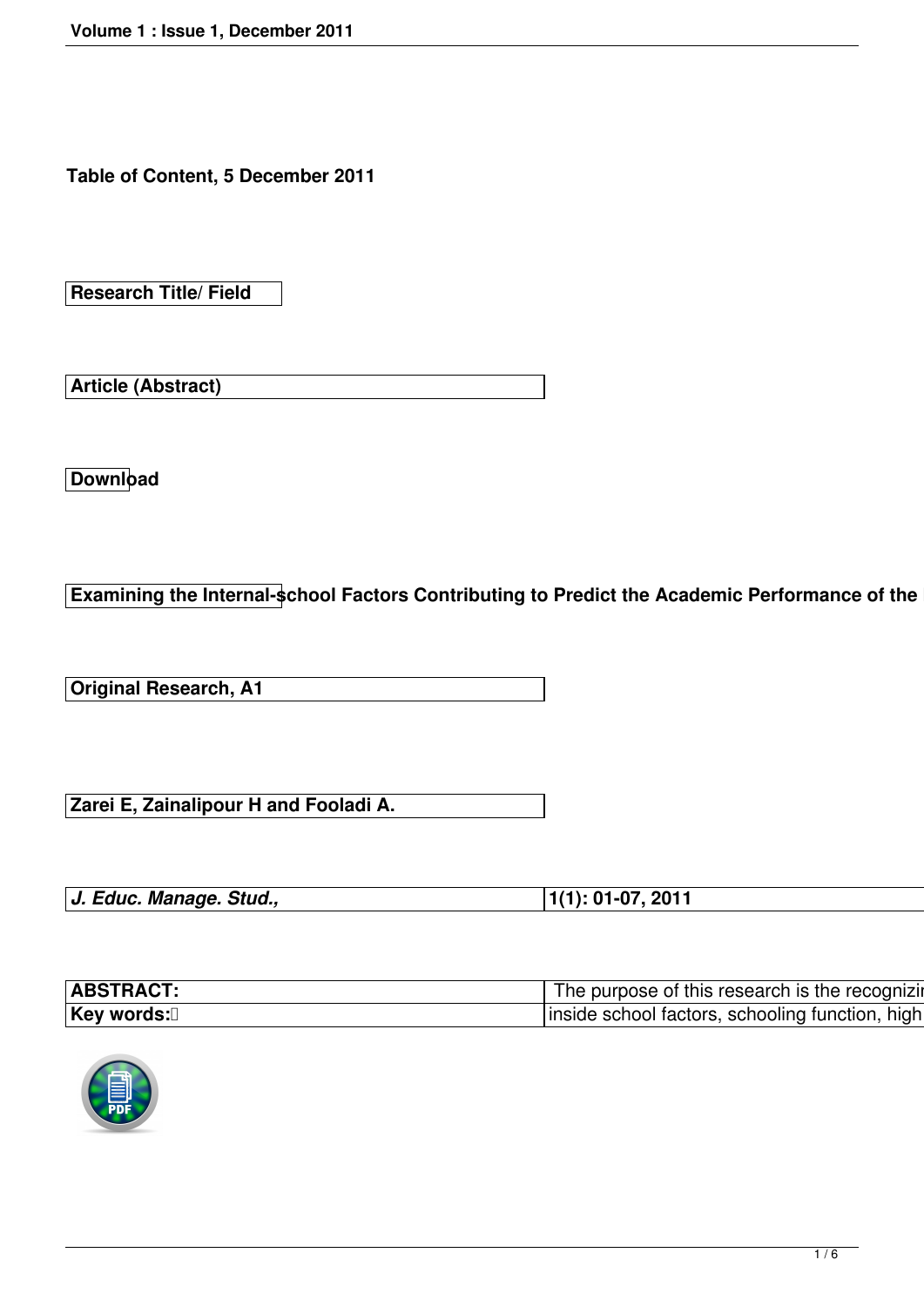**Table of Content, 5 December 2011**

| Research Title/ Field |
|---|

| Article (Abstract) |
|---|

| Download |
|---|

**Examining the Internal-school Factors Contributing to Predict the Academic Performance of the**

| Original Research, A1 |
|---|

| Zarei E, Zainalipour H and Fooladi A. |
|---|

| *J. Educ. Manage. Stud.,* | 1(1): 01-07, 2011 |
|---|---|

| ABSTRACT: | The purpose of this research is the recognizi |
|---|---|
| Key words: | inside school factors, schooling function, high |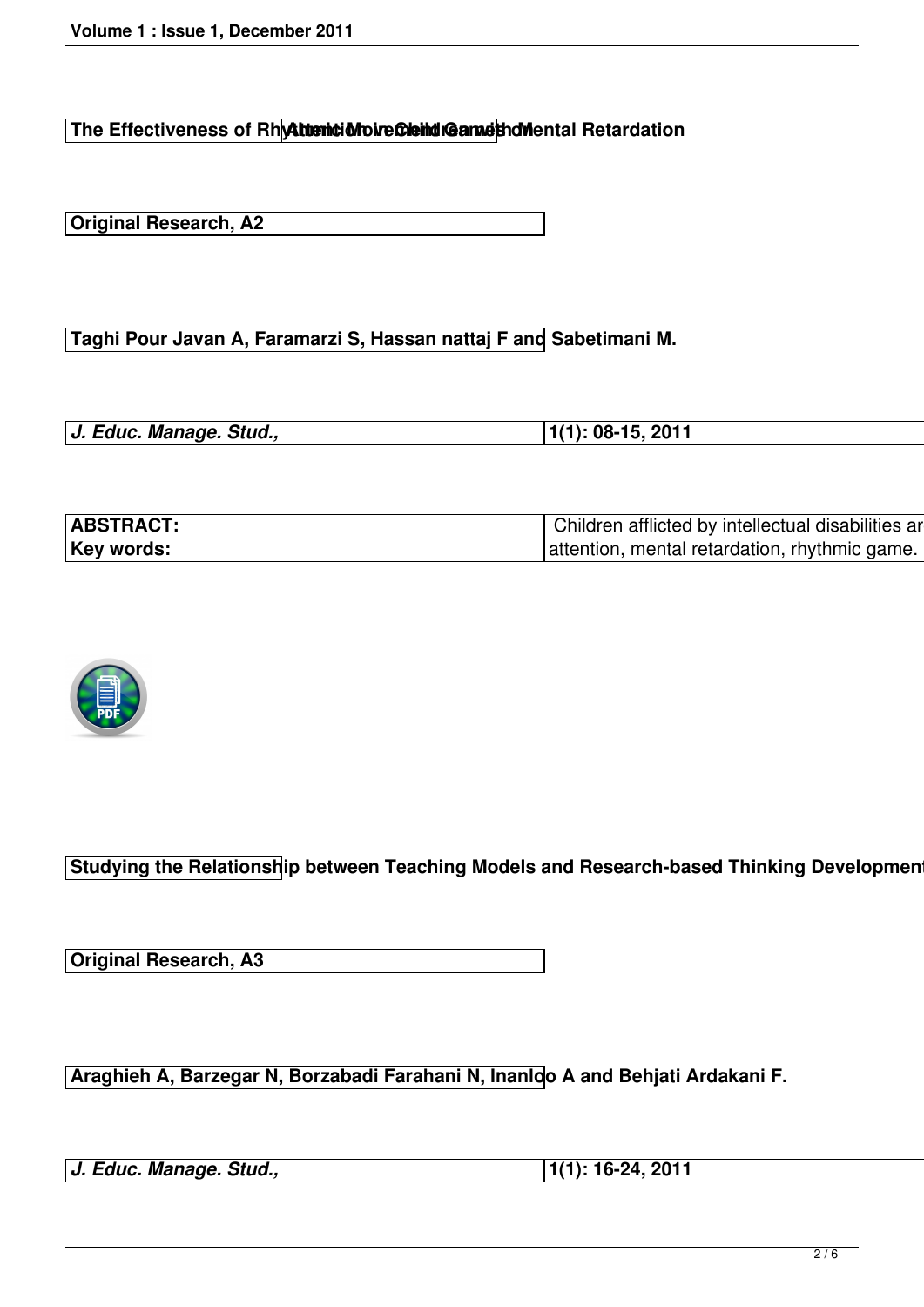**The Effectiveness of Rhythmic Movement Games on Attention in Children with Mental Retardation**

**Original Research, A2**

**Taghi Pour Javan A, Faramarzi S, Hassan nattaj F and Sabetimani M.**

| | |
|---|---|
| ***J. Educ. Manage. Stud.,*** | **1(1): 08-15, 2011** |

| | |
|---|---|
| **ABSTRACT:** | Children afflicted by intellectual disabilities ar |
| **Key words:** | attention, mental retardation, rhythmic game. |

**Studying the Relationship between Teaching Models and Research-based Thinking Development**

**Original Research, A3**

**Araghieh A, Barzegar N, Borzabadi Farahani N, Inanloo A and Behjati Ardakani F.**

| | |
|---|---|
| ***J. Educ. Manage. Stud.,*** | **1(1): 16-24, 2011** |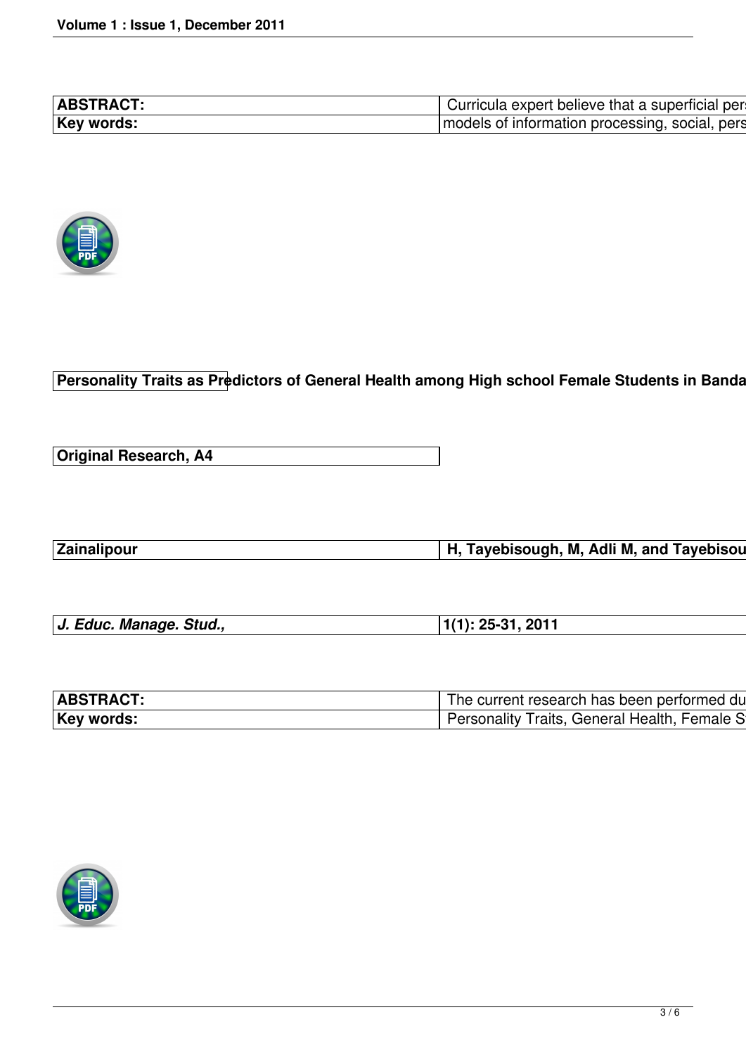| ABSTRACT: | Curricula expert believe that a superficial pers |
|---|---|
| Key words: | models of information processing, social, pers |

| Personality Traits as Predictors of General Health among High school Female Students in Banda |
|---|

| Original Research, A4 |
|---|

| Zainalipour | H, Tayebisough, M, Adli M, and Tayebisou |
|---|---|

| *J. Educ. Manage. Stud.,* | 1(1): 25-31, 2011 |
|---|---|

| ABSTRACT: | The current research has been performed du |
|---|---|
| Key words: | Personality Traits, General Health, Female S |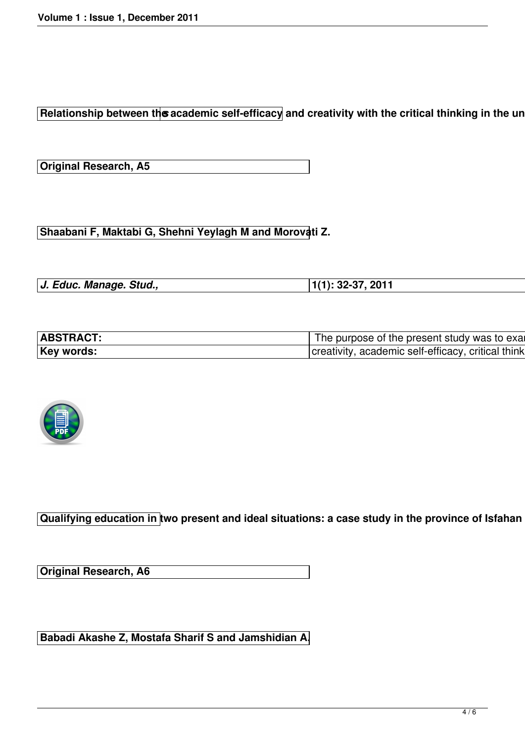**Relationship between the academic self-efficacy and creativity with the critical thinking in the un**

**Original Research, A5**

**Shaabani F, Maktabi G, Shehni Yeylagh M and Morovati Z.**

| *J. Educ. Manage. Stud.,* | 1(1): 32-37, 2011 |
|---|---|

| **ABSTRACT:** | The purpose of the present study was to exa |
|---|---|
| **Key words:** | creativity, academic self-efficacy, critical think |

**Qualifying education in two present and ideal situations: a case study in the province of Isfahan**

**Original Research, A6**

**Babadi Akashe Z, Mostafa Sharif S and Jamshidian A.**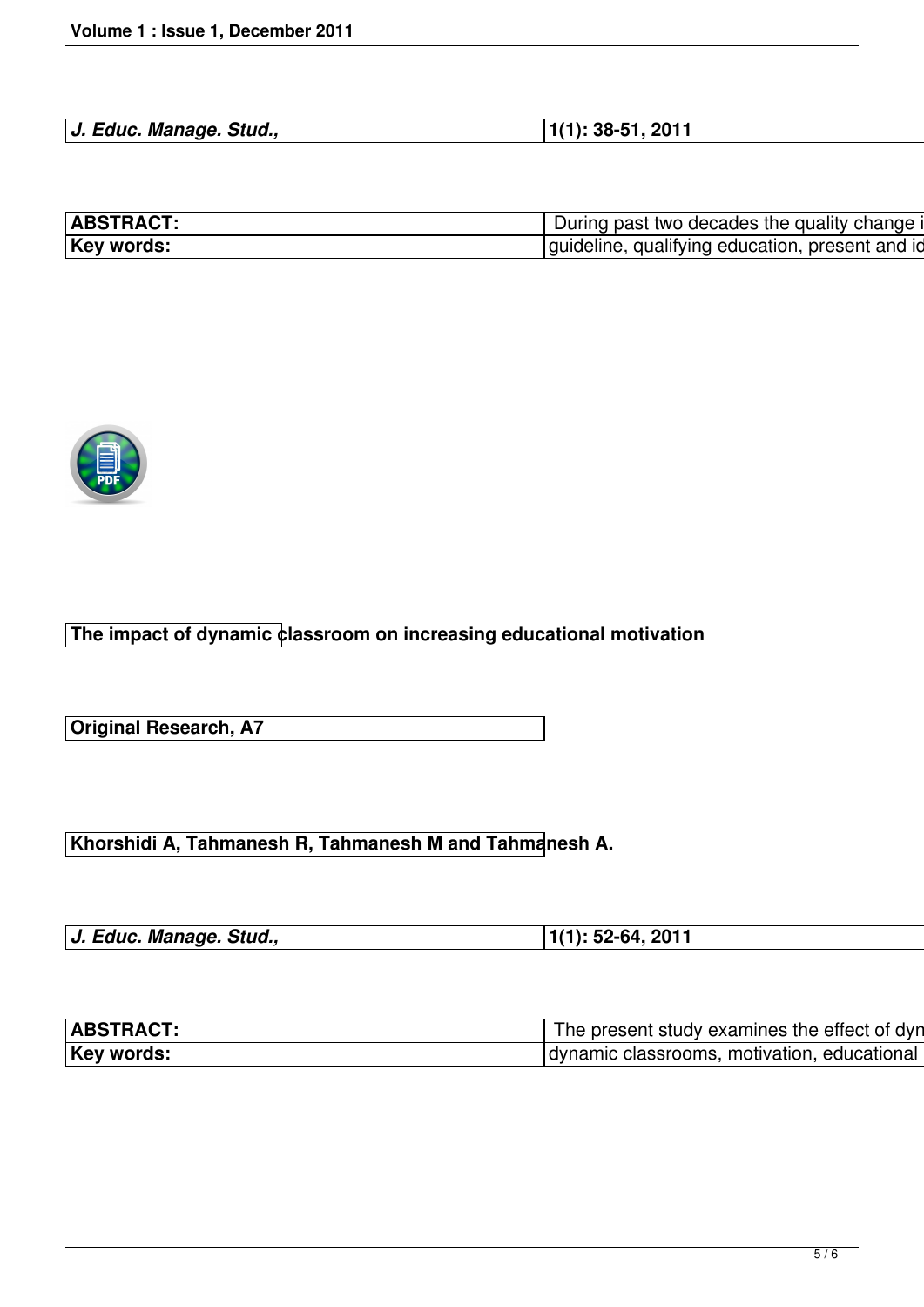| J. Educ. Manage. Stud., | 1(1): 38-51, 2011 |
| --- | --- |

| ABSTRACT: | During past two decades the quality change i |
| --- | --- |
| Key words: | guideline, qualifying education, present and id |

**The impact of dynamic classroom on increasing educational motivation**

| Original Research, A7 |
| --- |

| Khorshidi A, Tahmanesh R, Tahmanesh M and Tahmanesh A. |
| --- |

| J. Educ. Manage. Stud., | 1(1): 52-64, 2011 |
| --- | --- |

| ABSTRACT: | The present study examines the effect of dyn |
| --- | --- |
| Key words: | dynamic classrooms, motivation, educational |